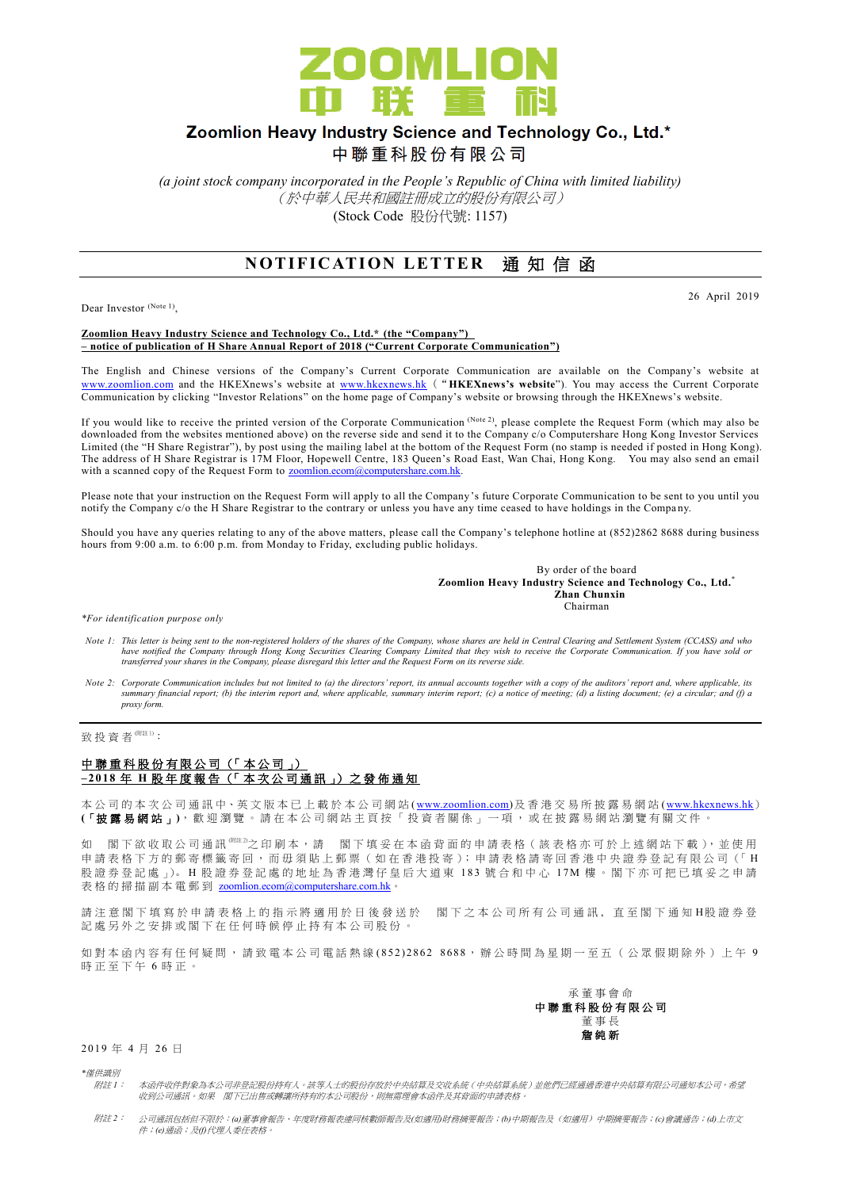# ZOOMLION 中联重科

## Zoomlion Heavy Industry Science and Technology Co., Ltd.*

## 中聯重科股份有限公司

*(a joint stock company incorporated in the People's Republic of China with limited liability)*

*（於中華人民共和國註冊成立的股份有限公司）*

(Stock Code 股份代號: 1157)

---

## NOTIFICATION LETTER 通知信函

26 April 2019

Dear Investor (Note 1),

**Zoomlion Heavy Industry Science and Technology Co., Ltd.* (the "Company")**
**– notice of publication of H Share Annual Report of 2018 ("Current Corporate Communication")**

The English and Chinese versions of the Company's Current Corporate Communication are available on the Company's website at www.zoomlion.com and the HKEXnews's website at www.hkexnews.hk ("**HKEXnews's website**"). You may access the Current Corporate Communication by clicking "Investor Relations" on the home page of Company's website or browsing through the HKEXnews's website.

If you would like to receive the printed version of the Corporate Communication (Note 2), please complete the Request Form (which may also be downloaded from the websites mentioned above) on the reverse side and send it to the Company c/o Computershare Hong Kong Investor Services Limited (the "H Share Registrar"), by post using the mailing label at the bottom of the Request Form (no stamp is needed if posted in Hong Kong). The address of H Share Registrar is 17M Floor, Hopewell Centre, 183 Queen's Road East, Wan Chai, Hong Kong. You may also send an email with a scanned copy of the Request Form to zoomlion.ecom@computershare.com.hk.

Please note that your instruction on the Request Form will apply to all the Company's future Corporate Communication to be sent to you until you notify the Company c/o the H Share Registrar to the contrary or unless you have any time ceased to have holdings in the Company.

Should you have any queries relating to any of the above matters, please call the Company's telephone hotline at (852)2862 8688 during business hours from 9:00 a.m. to 6:00 p.m. from Monday to Friday, excluding public holidays.

By order of the board
**Zoomlion Heavy Industry Science and Technology Co., Ltd.***
**Zhan Chunxin**
Chairman

*\*For identification purpose only*

*Note 1: This letter is being sent to the non-registered holders of the shares of the Company, whose shares are held in Central Clearing and Settlement System (CCASS) and who have notified the Company through Hong Kong Securities Clearing Company Limited that they wish to receive the Corporate Communication. If you have sold or transferred your shares in the Company, please disregard this letter and the Request Form on its reverse side.*

*Note 2: Corporate Communication includes but not limited to (a) the directors' report, its annual accounts together with a copy of the auditors' report and, where applicable, its summary financial report; (b) the interim report and, where applicable, summary interim report; (c) a notice of meeting; (d) a listing document; (e) a circular; and (f) a proxy form.*

---

致投資者(附註1)：

**中聯重科股份有限公司（「本公司」）**
**–2018年H股年度報告（「本次公司通訊」）之發佈通知**

本公司的本次公司通訊中、英文版本已上載於本公司網站(www.zoomlion.com)及香港交易所披露易網站(www.hkexnews.hk)(**「披露易網站」**)，歡迎瀏覽。請在本公司網站主頁按「投資者關係」一項，或在披露易網站瀏覽有關文件。

如 閣下欲收取公司通訊(附註2)之印刷本，請 閣下填妥在本函背面的申請表格（該表格亦可於上述網站下載），並使用申請表格下方的郵寄標籤寄回，而毋須貼上郵票（如在香港投寄）；申請表格請寄回香港中央證券登記有限公司（「H股證券登記處」）。H股證券登記處的地址為香港灣仔皇后大道東183號合和中心17M樓。閣下亦可把已填妥之申請表格的掃描副本電郵到 zoomlion.ecom@computershare.com.hk。

請注意閣下填寫於申請表格上的指示將適用於日後發送於 閣下之本公司所有公司通訊，直至閣下通知H股證券登記處另外之安排或閣下在任何時候停止持有本公司股份。

如對本函內容有任何疑問，請致電本公司電話熱線(852)2862 8688，辦公時間為星期一至五（公眾假期除外）上午9時正至下午6時正。

承董事會命
**中聯重科股份有限公司**
董事長
**詹純新**

2019年4月26日

*\*僅供識別*

*附註1： 本函件收件對象為本公司非登記股份持有人。該等人士的股份存放於中央結算及交收系統（中央結算系統）並他們已經通過香港中央結算有限公司通知本公司，希望收到公司通訊。如果 閣下已出售或轉讓所持有的本公司股份，則無需理會本函件及其背面的申請表格。*

*附註2： 公司通訊包括但不限於：(a)董事會報告、年度財務報表連同核數師報告及(如適用)財務摘要報告；(b)中期報告及（如適用）中期摘要報告；(c)會議通告；(d)上市文件；(e)通函；及(f)代理人委任表格。*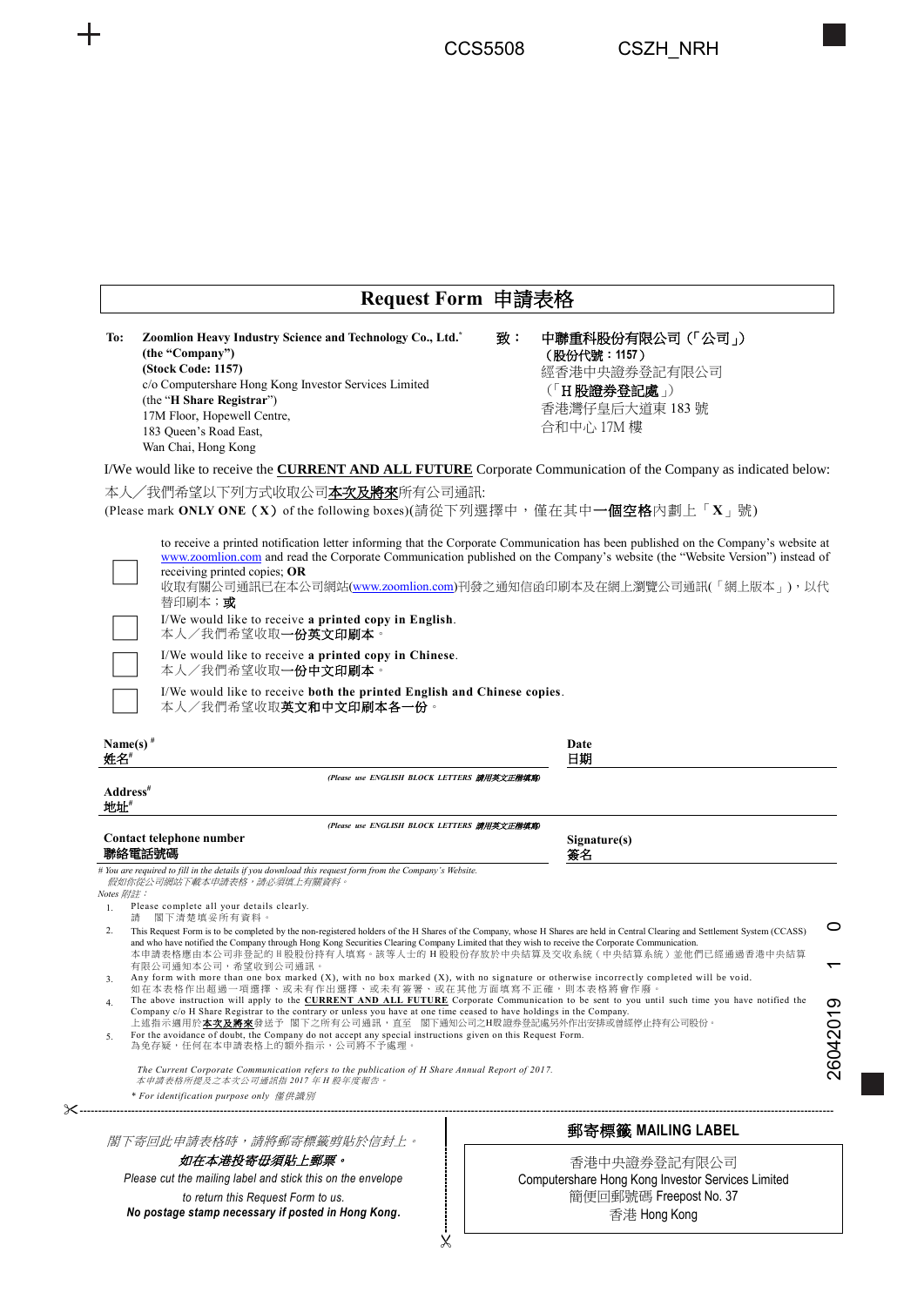# Request Form 申請表格

**To:** **Zoomlion Heavy Industry Science and Technology Co., Ltd.*** 
**(the "Company")** 
**(Stock Code: 1157)** 
c/o Computershare Hong Kong Investor Services Limited 
(the "**H Share Registrar**") 
17M Floor, Hopewell Centre, 
183 Queen's Road East, 
Wan Chai, Hong Kong

**致：** **中聯重科股份有限公司（「公司」）** 
**（股份代號：1157）** 
經香港中央證券登記有限公司 
（「**H股證券登記處**」） 
香港灣仔皇后大道東183號 
合和中心17M樓

I/We would like to receive the **CURRENT AND ALL FUTURE** Corporate Communication of the Company as indicated below:

本人／我們希望以下列方式收取公司**本次及將來**所有公司通訊:

(Please mark **ONLY ONE**（**X**）of the following boxes)(請從下列選擇中，僅在其中**一個空格**內劃上「**X**」號)

☐ to receive a printed notification letter informing that the Corporate Communication has been published on the Company's website at www.zoomlion.com and read the Corporate Communication published on the Company's website (the "Website Version") instead of receiving printed copies; **OR** 
收取有關公司通訊已在本公司網站(www.zoomlion.com)刊發之通知信函印刷本及在網上瀏覽公司通訊(「網上版本」)，以代替印刷本；**或**

☐ I/We would like to receive **a printed copy in English**. 
本人／我們希望收取**一份英文印刷本**。

☐ I/We would like to receive **a printed copy in Chinese**. 
本人／我們希望收取**一份中文印刷本**。

☐ I/We would like to receive **both the printed English and Chinese copies**. 
本人／我們希望收取**英文和中文印刷本各一份**。

**Name(s)** # 
**姓名**#

*(Please use ENGLISH BLOCK LETTERS 請用英文正楷填寫)*

**Date** 
**日期**

**Address**# 
**地址**#

*(Please use ENGLISH BLOCK LETTERS 請用英文正楷填寫)*

**Contact telephone number** 
**聯絡電話號碼**

**Signature(s)** 
**簽名**

*# You are required to fill in the details if you download this request form from the Company's Website.* 
*假如你從公司網站下載本申請表格，請必須填上有關資料。*

*Notes 附註：*

1. Please complete all your details clearly. 
   請 閣下清楚填妥所有資料。
2. This Request Form is to be completed by the non-registered holders of the H Shares of the Company, whose H Shares are held in Central Clearing and Settlement System (CCASS) and who have notified the Company through Hong Kong Securities Clearing Company Limited that they wish to receive the Corporate Communication. 
   本申請表格應由本公司非登記的H股股份持有人填寫。該等人士的H股股份存放於中央結算及交收系統（中央結算系統）並他們已經通過香港中央結算有限公司通知本公司，希望收到公司通訊。
3. Any form with more than one box marked (X), with no box marked (X), with no signature or otherwise incorrectly completed will be void. 
   如在本表格作出超過一項選擇、或未有作出選擇、或未有簽署，或在其他方面填寫不正確，則本表格將會作廢。
4. The above instruction will apply to the **CURRENT AND ALL FUTURE** Corporate Communication to be sent to you until such time you have notified the Company c/o H Share Registrar to the contrary or unless you have at one time ceased to have holdings in the Company. 
   上述指示適用於**本次及將來**發送予 閣下之所有公司通訊，直至 閣下通知公司之H股證券登記處另外作出安排或曾經停止持有公司股份。
5. For the avoidance of doubt, the Company do not accept any special instructions given on this Request Form. 
   為免存疑，任何在本申請表格上的額外指示，公司將不予處理。

*The Current Corporate Communication refers to the publication of H Share Annual Report of 2017.* 
*本申請表格所提及之本次公司通訊指2017年H股年度報告。*

\* *For identification purpose only 僅供識別*

---

*閣下寄回此申請表格時，請將郵寄標籤剪貼於信封上。* 
***如在本港投寄毋須貼上郵票。*** 
*Please cut the mailing label and stick this on the envelope to return this Request Form to us.* 
***No postage stamp necessary if posted in Hong Kong.***

**郵寄標籤 MAILING LABEL**

香港中央證券登記有限公司 
Computershare Hong Kong Investor Services Limited 
簡便回郵號碼 Freepost No. 37 
香港 Hong Kong